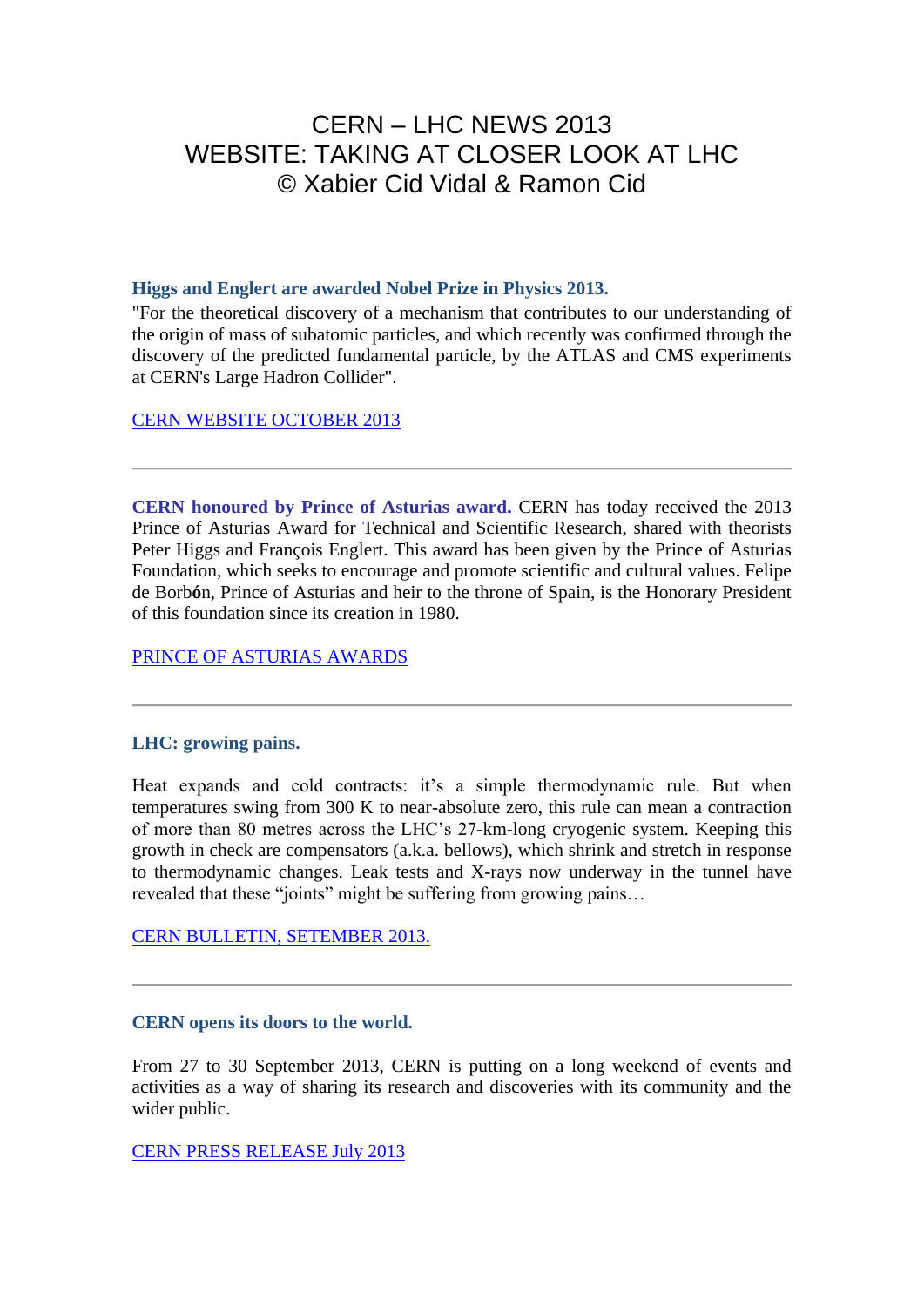# CERN – LHC NEWS 2013
# WEBSITE: TAKING AT CLOSER LOOK AT LHC
# © Xabier Cid Vidal & Ramon Cid

### Higgs and Englert are awarded Nobel Prize in Physics 2013.

"For the theoretical discovery of a mechanism that contributes to our understanding of the origin of mass of subatomic particles, and which recently was confirmed through the discovery of the predicted fundamental particle, by the ATLAS and CMS experiments at CERN's Large Hadron Collider".

CERN WEBSITE OCTOBER 2013

---

**CERN honoured by Prince of Asturias award.** CERN has today received the 2013 Prince of Asturias Award for Technical and Scientific Research, shared with theorists Peter Higgs and François Englert. This award has been given by the Prince of Asturias Foundation, which seeks to encourage and promote scientific and cultural values. Felipe de Borb**ó**n, Prince of Asturias and heir to the throne of Spain, is the Honorary President of this foundation since its creation in 1980.

PRINCE OF ASTURIAS AWARDS

---

### LHC: growing pains.

Heat expands and cold contracts: it's a simple thermodynamic rule. But when temperatures swing from 300 K to near-absolute zero, this rule can mean a contraction of more than 80 metres across the LHC's 27-km-long cryogenic system. Keeping this growth in check are compensators (a.k.a. bellows), which shrink and stretch in response to thermodynamic changes. Leak tests and X-rays now underway in the tunnel have revealed that these "joints" might be suffering from growing pains…

CERN BULLETIN, SETEMBER 2013.

---

### CERN opens its doors to the world.

From 27 to 30 September 2013, CERN is putting on a long weekend of events and activities as a way of sharing its research and discoveries with its community and the wider public.

CERN PRESS RELEASE July 2013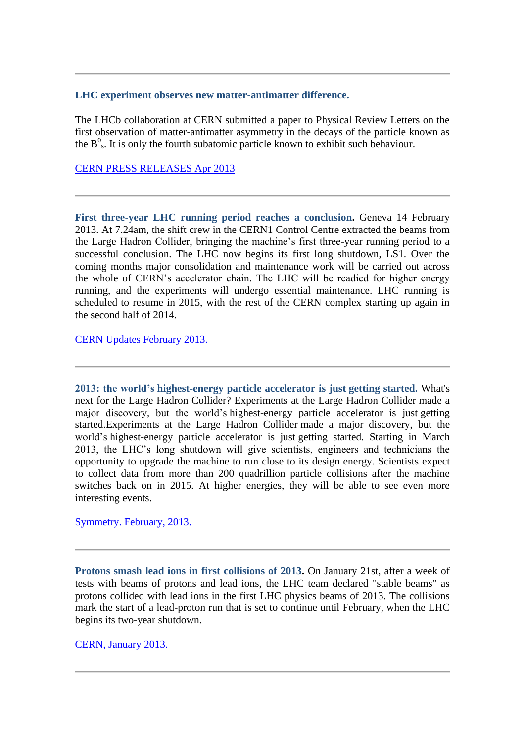---

**LHC experiment observes new matter-antimatter difference.**

The LHCb collaboration at CERN submitted a paper to Physical Review Letters on the first observation of matter-antimatter asymmetry in the decays of the particle known as the $B^0_s$. It is only the fourth subatomic particle known to exhibit such behaviour.

CERN PRESS RELEASES Apr 2013

---

**First three-year LHC running period reaches a conclusion.** Geneva 14 February 2013. At 7.24am, the shift crew in the CERN1 Control Centre extracted the beams from the Large Hadron Collider, bringing the machine's first three-year running period to a successful conclusion. The LHC now begins its first long shutdown, LS1. Over the coming months major consolidation and maintenance work will be carried out across the whole of CERN's accelerator chain. The LHC will be readied for higher energy running, and the experiments will undergo essential maintenance. LHC running is scheduled to resume in 2015, with the rest of the CERN complex starting up again in the second half of 2014.

CERN Updates February 2013.

---

**2013: the world's highest-energy particle accelerator is just getting started.** What's next for the Large Hadron Collider? Experiments at the Large Hadron Collider made a major discovery, but the world's highest-energy particle accelerator is just getting started.Experiments at the Large Hadron Collider made a major discovery, but the world's highest-energy particle accelerator is just getting started. Starting in March 2013, the LHC's long shutdown will give scientists, engineers and technicians the opportunity to upgrade the machine to run close to its design energy. Scientists expect to collect data from more than 200 quadrillion particle collisions after the machine switches back on in 2015. At higher energies, they will be able to see even more interesting events.

Symmetry. February, 2013.

---

**Protons smash lead ions in first collisions of 2013.** On January 21st, after a week of tests with beams of protons and lead ions, the LHC team declared "stable beams" as protons collided with lead ions in the first LHC physics beams of 2013. The collisions mark the start of a lead-proton run that is set to continue until February, when the LHC begins its two-year shutdown.

CERN, January 2013.

---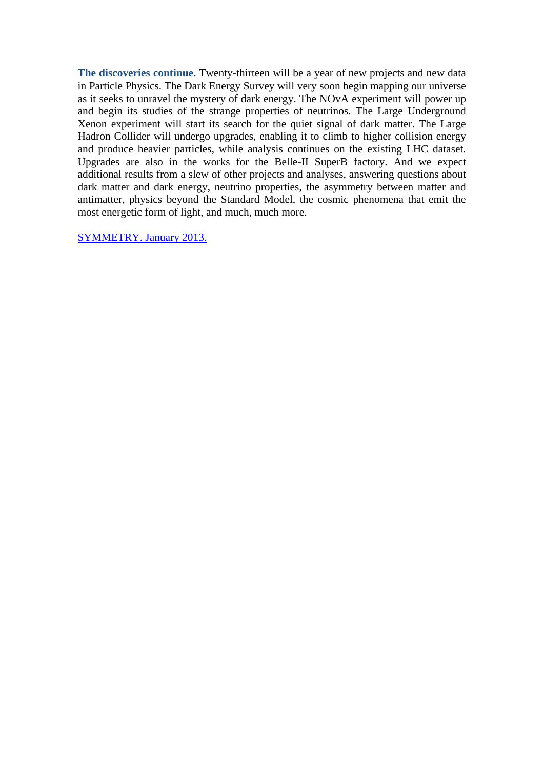**The discoveries continue.** Twenty-thirteen will be a year of new projects and new data in Particle Physics. The Dark Energy Survey will very soon begin mapping our universe as it seeks to unravel the mystery of dark energy. The NOvA experiment will power up and begin its studies of the strange properties of neutrinos. The Large Underground Xenon experiment will start its search for the quiet signal of dark matter. The Large Hadron Collider will undergo upgrades, enabling it to climb to higher collision energy and produce heavier particles, while analysis continues on the existing LHC dataset. Upgrades are also in the works for the Belle-II SuperB factory. And we expect additional results from a slew of other projects and analyses, answering questions about dark matter and dark energy, neutrino properties, the asymmetry between matter and antimatter, physics beyond the Standard Model, the cosmic phenomena that emit the most energetic form of light, and much, much more.

SYMMETRY. January 2013.